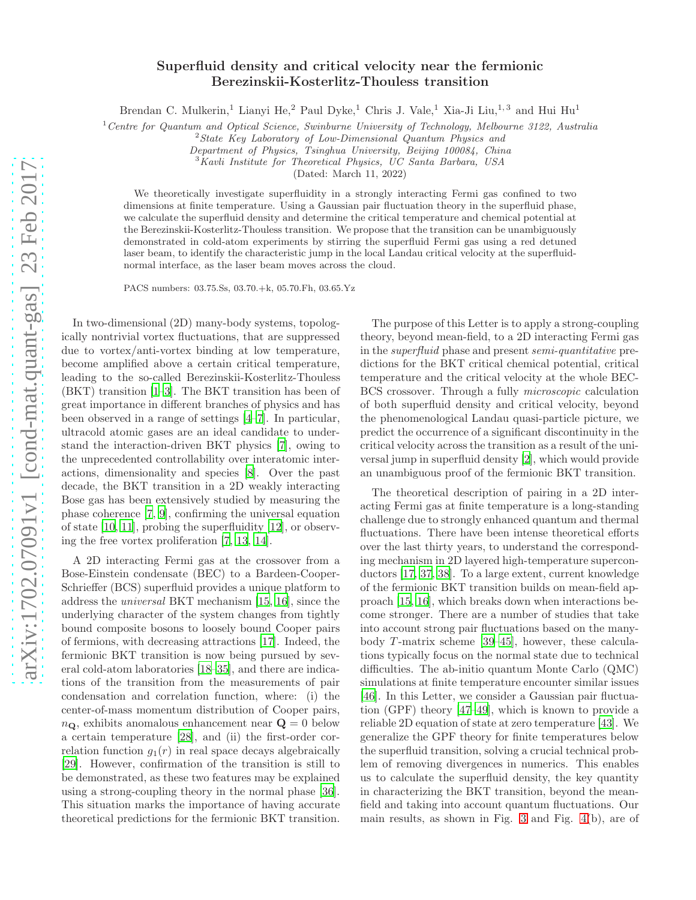# Superfluid density and critical velocity near the fermionic Berezinskii-Kosterlitz-Thouless transition

Brendan C. Mulkerin,[1] Lianyi He,[2] Paul Dyke,[1] Chris J. Vale,[1] Xia-Ji Liu,[1,3] and Hui Hu[1]

[1] *Centre for Quantum and Optical Science, Swinburne University of Technology, Melbourne 3122, Australia*
[2] *State Key Laboratory of Low-Dimensional Quantum Physics and Department of Physics, Tsinghua University, Beijing 100084, China*
[3] *Kavli Institute for Theoretical Physics, UC Santa Barbara, USA*

(Dated: March 11, 2022)

We theoretically investigate superfluidity in a strongly interacting Fermi gas confined to two dimensions at finite temperature. Using a Gaussian pair fluctuation theory in the superfluid phase, we calculate the superfluid density and determine the critical temperature and chemical potential at the Berezinskii-Kosterlitz-Thouless transition. We propose that the transition can be unambiguously demonstrated in cold-atom experiments by stirring the superfluid Fermi gas using a red detuned laser beam, to identify the characteristic jump in the local Landau critical velocity at the superfluid-normal interface, as the laser beam moves across the cloud.

PACS numbers: 03.75.Ss, 03.70.+k, 05.70.Fh, 03.65.Yz

In two-dimensional (2D) many-body systems, topologically nontrivial vortex fluctuations, that are suppressed due to vortex/anti-vortex binding at low temperature, become amplified above a certain critical temperature, leading to the so-called Berezinskii-Kosterlitz-Thouless (BKT) transition [1–3]. The BKT transition has been of great importance in different branches of physics and has been observed in a range of settings [4–7]. In particular, ultracold atomic gases are an ideal candidate to understand the interaction-driven BKT physics [7], owing to the unprecedented controllability over interatomic interactions, dimensionality and species [8]. Over the past decade, the BKT transition in a 2D weakly interacting Bose gas has been extensively studied by measuring the phase coherence [7, 9], confirming the universal equation of state [10, 11], probing the superfluidity [12], or observing the free vortex proliferation [7, 13, 14].

A 2D interacting Fermi gas at the crossover from a Bose-Einstein condensate (BEC) to a Bardeen-Cooper-Schrieffer (BCS) superfluid provides a unique platform to address the *universal* BKT mechanism [15, 16], since the underlying character of the system changes from tightly bound composite bosons to loosely bound Cooper pairs of fermions, with decreasing attractions [17]. Indeed, the fermionic BKT transition is now being pursued by several cold-atom laboratories [18–35], and there are indications of the transition from the measurements of pair condensation and correlation function, where: (i) the center-of-mass momentum distribution of Cooper pairs, $n_{\mathbf{Q}}$, exhibits anomalous enhancement near $\mathbf{Q}=0$ below a certain temperature [28], and (ii) the first-order correlation function $g_1(r)$ in real space decays algebraically [29]. However, confirmation of the transition is still to be demonstrated, as these two features may be explained using a strong-coupling theory in the normal phase [36]. This situation marks the importance of having accurate theoretical predictions for the fermionic BKT transition.

The purpose of this Letter is to apply a strong-coupling theory, beyond mean-field, to a 2D interacting Fermi gas in the *superfluid* phase and present *semi-quantitative* predictions for the BKT critical chemical potential, critical temperature and the critical velocity at the whole BEC-BCS crossover. Through a fully *microscopic* calculation of both superfluid density and critical velocity, beyond the phenomenological Landau quasi-particle picture, we predict the occurrence of a significant discontinuity in the critical velocity across the transition as a result of the universal jump in superfluid density [2], which would provide an unambiguous proof of the fermionic BKT transition.

The theoretical description of pairing in a 2D interacting Fermi gas at finite temperature is a long-standing challenge due to strongly enhanced quantum and thermal fluctuations. There have been intense theoretical efforts over the last thirty years, to understand the corresponding mechanism in 2D layered high-temperature superconductors [17, 37, 38]. To a large extent, current knowledge of the fermionic BKT transition builds on mean-field approach [15, 16], which breaks down when interactions become stronger. There are a number of studies that take into account strong pair fluctuations based on the many-body $T$-matrix scheme [39–45], however, these calculations typically focus on the normal state due to technical difficulties. The ab-initio quantum Monte Carlo (QMC) simulations at finite temperature encounter similar issues [46]. In this Letter, we consider a Gaussian pair fluctuation (GPF) theory [47–49], which is known to provide a reliable 2D equation of state at zero temperature [43]. We generalize the GPF theory for finite temperatures below the superfluid transition, solving a crucial technical problem of removing divergences in numerics. This enables us to calculate the superfluid density, the key quantity in characterizing the BKT transition, beyond the mean-field and taking into account quantum fluctuations. Our main results, as shown in Fig. 3 and Fig. 4(b), are of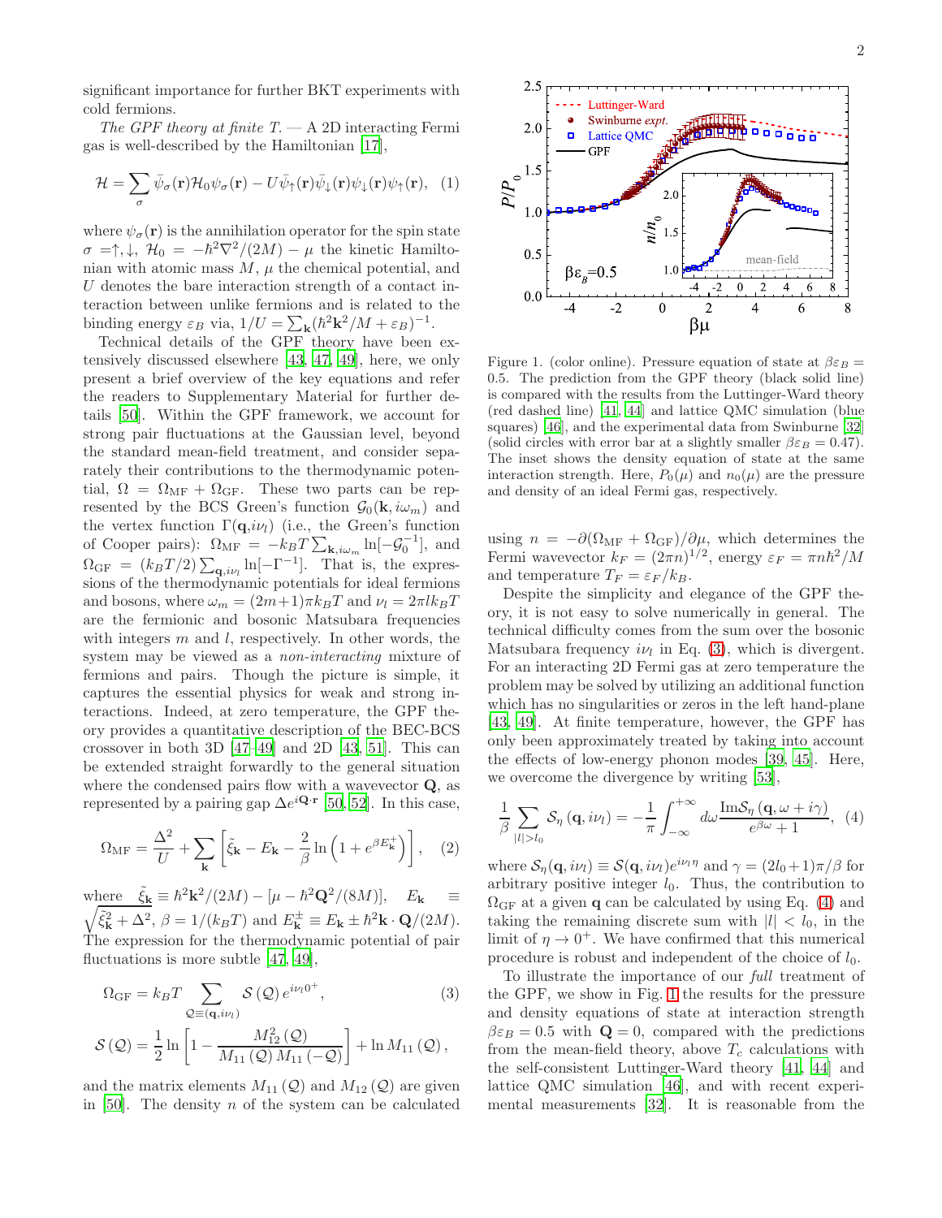significant importance for further BKT experiments with cold fermions.

*The GPF theory at finite T.* — A 2D interacting Fermi gas is well-described by the Hamiltonian [17],

$$\mathcal{H}=\sum_{\sigma}\bar{\psi}_{\sigma}(\mathbf{r})\mathcal{H}_{0}\psi_{\sigma}(\mathbf{r})-U\bar{\psi}_{\uparrow}(\mathbf{r})\bar{\psi}_{\downarrow}(\mathbf{r})\psi_{\downarrow}(\mathbf{r})\psi_{\uparrow}(\mathbf{r}),\quad(1)$$

where $\psi_{\sigma}(\mathbf{r})$ is the annihilation operator for the spin state $\sigma=\uparrow,\downarrow$, $\mathcal{H}_0=-\hbar^2\nabla^2/(2M)-\mu$ the kinetic Hamiltonian with atomic mass $M$, $\mu$ the chemical potential, and $U$ denotes the bare interaction strength of a contact interaction between unlike fermions and is related to the binding energy $\varepsilon_B$ via, $1/U=\sum_{\mathbf{k}}(\hbar^2\mathbf{k}^2/M+\varepsilon_B)^{-1}$.

Technical details of the GPF theory have been extensively discussed elsewhere [43, 47, 49], here, we only present a brief overview of the key equations and refer the readers to Supplementary Material for further details [50]. Within the GPF framework, we account for strong pair fluctuations at the Gaussian level, beyond the standard mean-field treatment, and consider separately their contributions to the thermodynamic potential, $\Omega=\Omega_{\rm MF}+\Omega_{\rm GF}$. These two parts can be represented by the BCS Green's function $\mathcal{G}_0(\mathbf{k},i\omega_m)$ and the vertex function $\Gamma(\mathbf{q},i\nu_l)$ (i.e., the Green's function of Cooper pairs): $\Omega_{\rm MF}=-k_BT\sum_{\mathbf{k},i\omega_m}\ln[-\mathcal{G}_0^{-1}]$, and $\Omega_{\rm GF}=(k_BT/2)\sum_{\mathbf{q},i\nu_l}\ln[-\Gamma^{-1}]$. That is, the expressions of the thermodynamic potentials for ideal fermions and bosons, where $\omega_m=(2m+1)\pi k_BT$ and $\nu_l=2\pi lk_BT$ are the fermionic and bosonic Matsubara frequencies with integers $m$ and $l$, respectively. In other words, the system may be viewed as a *non-interacting* mixture of fermions and pairs. Though the picture is simple, it captures the essential physics for weak and strong interactions. Indeed, at zero temperature, the GPF theory provides a quantitative description of the BEC-BCS crossover in both 3D [47–49] and 2D [43, 51]. This can be extended straight forwardly to the general situation where the condensed pairs flow with a wavevector $\mathbf{Q}$, as represented by a pairing gap $\Delta e^{i\mathbf{Q}\cdot\mathbf{r}}$ [50, 52]. In this case,

$$\Omega_{\rm MF}=\frac{\Delta^2}{U}+\sum_{\mathbf{k}}\left[\tilde{\xi}_{\mathbf{k}}-E_{\mathbf{k}}-\frac{2}{\beta}\ln\left(1+e^{\beta E_{\mathbf{k}}^{+}}\right)\right],\quad(2)$$

where $\tilde{\xi}_{\mathbf{k}}\equiv\hbar^2\mathbf{k}^2/(2M)-[\mu-\hbar^2\mathbf{Q}^2/(8M)]$, $E_{\mathbf{k}}\equiv\sqrt{\tilde{\xi}_{\mathbf{k}}^2+\Delta^2}$, $\beta=1/(k_BT)$ and $E_{\mathbf{k}}^{\pm}\equiv E_{\mathbf{k}}\pm\hbar^2\mathbf{k}\cdot\mathbf{Q}/(2M)$. The expression for the thermodynamic potential of pair fluctuations is more subtle [47, 49],

$$\Omega_{\rm GF}=k_BT\sum_{\mathcal{Q}\equiv(\mathbf{q},i\nu_l)}\mathcal{S}\left(\mathcal{Q}\right)e^{i\nu_l0^{+}},\quad(3)$$

$$\mathcal{S}\left(\mathcal{Q}\right)=\frac{1}{2}\ln\left[1-\frac{M_{12}^2\left(\mathcal{Q}\right)}{M_{11}\left(\mathcal{Q}\right)M_{11}\left(-\mathcal{Q}\right)}\right]+\ln M_{11}\left(\mathcal{Q}\right),$$

and the matrix elements $M_{11}(\mathcal{Q})$ and $M_{12}(\mathcal{Q})$ are given in [50]. The density $n$ of the system can be calculated using $n=-\partial(\Omega_{\rm MF}+\Omega_{\rm GF})/\partial\mu$, which determines the Fermi wavevector $k_F=(2\pi n)^{1/2}$, energy $\varepsilon_F=\pi n\hbar^2/M$ and temperature $T_F=\varepsilon_F/k_B$.

Figure 1. (color online). Pressure equation of state at $\beta\varepsilon_B=0.5$. The prediction from the GPF theory (black solid line) is compared with the results from the Luttinger-Ward theory (red dashed line) [41, 44] and lattice QMC simulation (blue squares) [46], and the experimental data from Swinburne [32] (solid circles with error bar at a slightly smaller $\beta\varepsilon_B=0.47$). The inset shows the density equation of state at the same interaction strength. Here, $P_0(\mu)$ and $n_0(\mu)$ are the pressure and density of an ideal Fermi gas, respectively.

Despite the simplicity and elegance of the GPF theory, it is not easy to solve numerically in general. The technical difficulty comes from the sum over the bosonic Matsubara frequency $i\nu_l$ in Eq. (3), which is divergent. For an interacting 2D Fermi gas at zero temperature the problem may be solved by utilizing an additional function which has no singularities or zeros in the left hand-plane [43, 49]. At finite temperature, however, the GPF has only been approximately treated by taking into account the effects of low-energy phonon modes [39, 45]. Here, we overcome the divergence by writing [53],

$$\frac{1}{\beta}\sum_{|l|>l_0}\mathcal{S}_{\eta}\left(\mathbf{q},i\nu_l\right)=-\frac{1}{\pi}\int_{-\infty}^{+\infty}d\omega\frac{{\rm Im}\mathcal{S}_{\eta}\left(\mathbf{q},\omega+i\gamma\right)}{e^{\beta\omega}+1},\quad(4)$$

where $\mathcal{S}_{\eta}(\mathbf{q},i\nu_l)\equiv\mathcal{S}(\mathbf{q},i\nu_l)e^{i\nu_l\eta}$ and $\gamma=(2l_0+1)\pi/\beta$ for arbitrary positive integer $l_0$. Thus, the contribution to $\Omega_{\rm GF}$ at a given $\mathbf{q}$ can be calculated by using Eq. (4) and taking the remaining discrete sum with $|l|<l_0$, in the limit of $\eta\rightarrow0^{+}$. We have confirmed that this numerical procedure is robust and independent of the choice of $l_0$.

To illustrate the importance of our *full* treatment of the GPF, we show in Fig. 1 the results for the pressure and density equations of state at interaction strength $\beta\varepsilon_B=0.5$ with $\mathbf{Q}=0$, compared with the predictions from the mean-field theory, above $T_c$ calculations with the self-consistent Luttinger-Ward theory [41, 44] and lattice QMC simulation [46], and with recent experimental measurements [32]. It is reasonable from the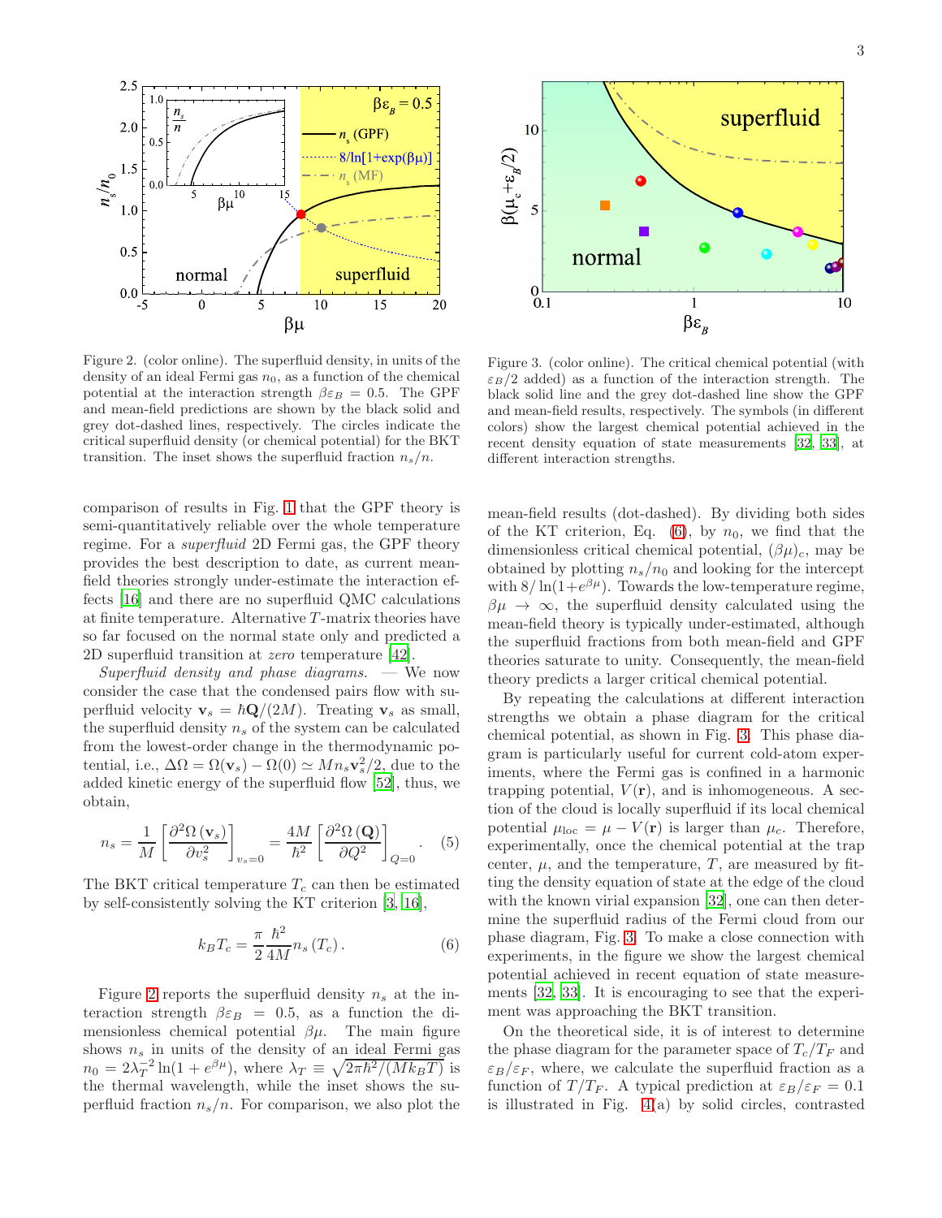Figure 2. (color online). The superfluid density, in units of the density of an ideal Fermi gas $n_0$, as a function of the chemical potential at the interaction strength $\beta\varepsilon_B = 0.5$. The GPF and mean-field predictions are shown by the black solid and grey dot-dashed lines, respectively. The circles indicate the critical superfluid density (or chemical potential) for the BKT transition. The inset shows the superfluid fraction $n_s/n$.

Figure 3. (color online). The critical chemical potential (with $\varepsilon_B/2$ added) as a function of the interaction strength. The black solid line and the grey dot-dashed line show the GPF and mean-field results, respectively. The symbols (in different colors) show the largest chemical potential achieved in the recent density equation of state measurements [32, 33], at different interaction strengths.

comparison of results in Fig. 1 that the GPF theory is semi-quantitatively reliable over the whole temperature regime. For a *superfluid* 2D Fermi gas, the GPF theory provides the best description to date, as current mean-field theories strongly under-estimate the interaction effects [16] and there are no superfluid QMC calculations at finite temperature. Alternative $T$-matrix theories have so far focused on the normal state only and predicted a 2D superfluid transition at *zero* temperature [42].

*Superfluid density and phase diagrams.* — We now consider the case that the condensed pairs flow with superfluid velocity $\mathbf{v}_s = \hbar\mathbf{Q}/(2M)$. Treating $\mathbf{v}_s$ as small, the superfluid density $n_s$ of the system can be calculated from the lowest-order change in the thermodynamic potential, i.e., $\Delta\Omega = \Omega(\mathbf{v}_s) - \Omega(0) \simeq M n_s \mathbf{v}_s^2/2$, due to the added kinetic energy of the superfluid flow [52], thus, we obtain,

$$n_s = \frac{1}{M}\left[\frac{\partial^2\Omega\left(\mathbf{v}_s\right)}{\partial v_s^2}\right]_{v_s=0} = \frac{4M}{\hbar^2}\left[\frac{\partial^2\Omega\left(\mathbf{Q}\right)}{\partial Q^2}\right]_{Q=0}. \quad (5)$$

The BKT critical temperature $T_c$ can then be estimated by self-consistently solving the KT criterion [3, 16],

$$k_B T_c = \frac{\pi}{2}\frac{\hbar^2}{4M} n_s\left(T_c\right). \quad (6)$$

Figure 2 reports the superfluid density $n_s$ at the interaction strength $\beta\varepsilon_B = 0.5$, as a function the dimensionless chemical potential $\beta\mu$. The main figure shows $n_s$ in units of the density of an ideal Fermi gas $n_0 = 2\lambda_T^{-2}\ln(1 + e^{\beta\mu})$, where $\lambda_T \equiv \sqrt{2\pi\hbar^2/(Mk_BT)}$ is the thermal wavelength, while the inset shows the superfluid fraction $n_s/n$. For comparison, we also plot the mean-field results (dot-dashed). By dividing both sides of the KT criterion, Eq. (6), by $n_0$, we find that the dimensionless critical chemical potential, $(\beta\mu)_c$, may be obtained by plotting $n_s/n_0$ and looking for the intercept with $8/\ln(1+e^{\beta\mu})$. Towards the low-temperature regime, $\beta\mu \to \infty$, the superfluid density calculated using the mean-field theory is typically under-estimated, although the superfluid fractions from both mean-field and GPF theories saturate to unity. Consequently, the mean-field theory predicts a larger critical chemical potential.

By repeating the calculations at different interaction strengths we obtain a phase diagram for the critical chemical potential, as shown in Fig. 3. This phase diagram is particularly useful for current cold-atom experiments, where the Fermi gas is confined in a harmonic trapping potential, $V(\mathbf{r})$, and is inhomogeneous. A section of the cloud is locally superfluid if its local chemical potential $\mu_{\text{loc}} = \mu - V(\mathbf{r})$ is larger than $\mu_c$. Therefore, experimentally, once the chemical potential at the trap center, $\mu$, and the temperature, $T$, are measured by fitting the density equation of state at the edge of the cloud with the known virial expansion [32], one can then determine the superfluid radius of the Fermi cloud from our phase diagram, Fig. 3. To make a close connection with experiments, in the figure we show the largest chemical potential achieved in recent equation of state measurements [32, 33]. It is encouraging to see that the experiment was approaching the BKT transition.

On the theoretical side, it is of interest to determine the phase diagram for the parameter space of $T_c/T_F$ and $\varepsilon_B/\varepsilon_F$, where, we calculate the superfluid fraction as a function of $T/T_F$. A typical prediction at $\varepsilon_B/\varepsilon_F = 0.1$ is illustrated in Fig. 4(a) by solid circles, contrasted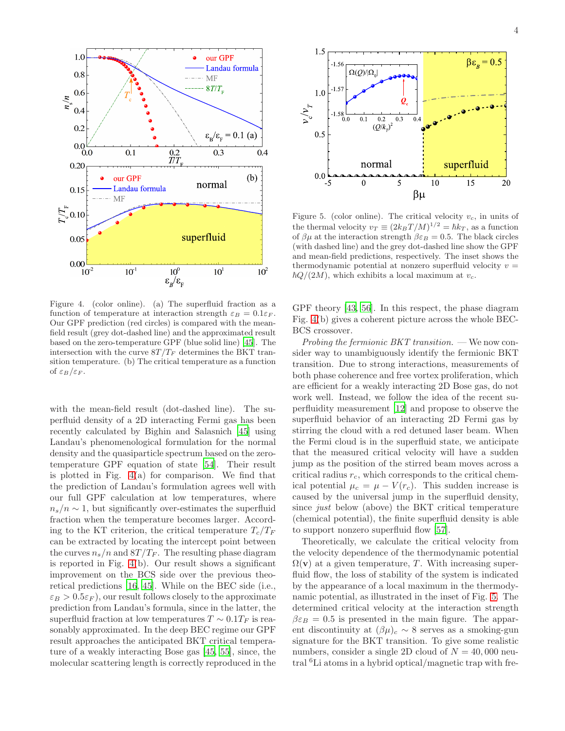Figure 4. (color online). (a) The superfluid fraction as a function of temperature at interaction strength $\varepsilon_B = 0.1\varepsilon_F$. Our GPF prediction (red circles) is compared with the mean-field result (grey dot-dashed line) and the approximated result based on the zero-temperature GPF (blue solid line) [45]. The intersection with the curve $8T/T_F$ determines the BKT transition temperature. (b) The critical temperature as a function of $\varepsilon_B/\varepsilon_F$.

with the mean-field result (dot-dashed line). The superfluid density of a 2D interacting Fermi gas has been recently calculated by Bighin and Salasnich [45] using Landau's phenomenological formulation for the normal density and the quasiparticle spectrum based on the zero-temperature GPF equation of state [54]. Their result is plotted in Fig. 4(a) for comparison. We find that the prediction of Landau's formulation agrees well with our full GPF calculation at low temperatures, where $n_s/n \sim 1$, but significantly over-estimates the superfluid fraction when the temperature becomes larger. According to the KT criterion, the critical temperature $T_c/T_F$ can be extracted by locating the intercept point between the curves $n_s/n$ and $8T/T_F$. The resulting phase diagram is reported in Fig. 4(b). Our result shows a significant improvement on the BCS side over the previous theoretical predictions [16, 45]. While on the BEC side (i.e., $\varepsilon_B > 0.5\varepsilon_F$), our result follows closely to the approximate prediction from Landau's formula, since in the latter, the superfluid fraction at low temperatures $T \sim 0.1T_F$ is reasonably approximated. In the deep BEC regime our GPF result approaches the anticipated BKT critical temperature of a weakly interacting Bose gas [45, 55], since, the molecular scattering length is correctly reproduced in the GPF theory [43, 56]. In this respect, the phase diagram Fig. 4(b) gives a coherent picture across the whole BEC-BCS crossover.

Figure 5. (color online). The critical velocity $v_c$, in units of the thermal velocity $v_T \equiv (2k_BT/M)^{1/2} = \hbar k_T$, as a function of $\beta\mu$ at the interaction strength $\beta\varepsilon_B = 0.5$. The black circles (with dashed line) and the grey dot-dashed line show the GPF and mean-field predictions, respectively. The inset shows the thermodynamic potential at nonzero superfluid velocity $v = \hbar Q/(2M)$, which exhibits a local maximum at $v_c$.

*Probing the fermionic BKT transition.* — We now consider way to unambiguously identify the fermionic BKT transition. Due to strong interactions, measurements of both phase coherence and free vortex proliferation, which are efficient for a weakly interacting 2D Bose gas, do not work well. Instead, we follow the idea of the recent superfluidity measurement [12] and propose to observe the superfluid behavior of an interacting 2D Fermi gas by stirring the cloud with a red detuned laser beam. When the Fermi cloud is in the superfluid state, we anticipate that the measured critical velocity will have a sudden jump as the position of the stirred beam moves across a critical radius $r_c$, which corresponds to the critical chemical potential $\mu_c = \mu - V(r_c)$. This sudden increase is caused by the universal jump in the superfluid density, since *just* below (above) the BKT critical temperature (chemical potential), the finite superfluid density is able to support nonzero superfluid flow [57].

Theoretically, we calculate the critical velocity from the velocity dependence of the thermodynamic potential $\Omega(\mathbf{v})$ at a given temperature, $T$. With increasing superfluid flow, the loss of stability of the system is indicated by the appearance of a local maximum in the thermodynamic potential, as illustrated in the inset of Fig. 5. The determined critical velocity at the interaction strength $\beta\varepsilon_B = 0.5$ is presented in the main figure. The apparent discontinuity at $(\beta\mu)_c \sim 8$ serves as a smoking-gun signature for the BKT transition. To give some realistic numbers, consider a single 2D cloud of $N = 40,000$ neutral $^6$Li atoms in a hybrid optical/magnetic trap with fre-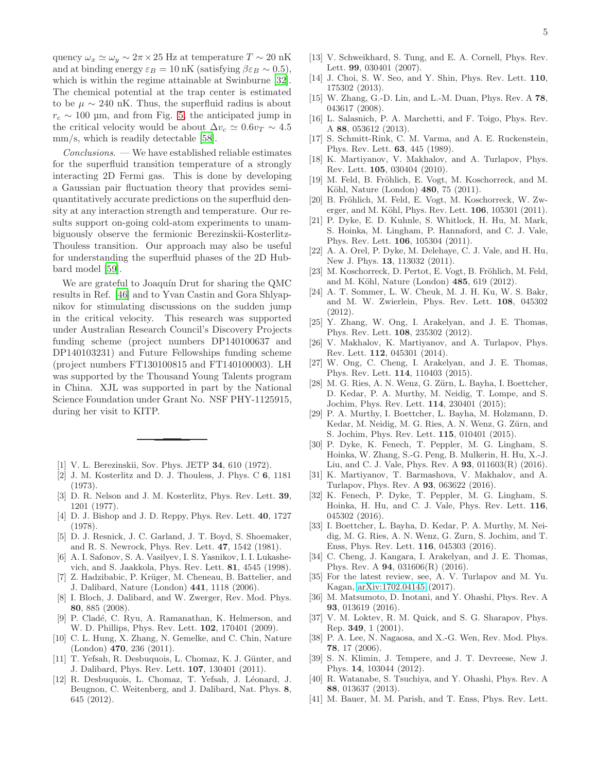quency $\omega_x \simeq \omega_y \sim 2\pi \times 25$ Hz at temperature $T \sim 20$ nK and at binding energy $\varepsilon_B = 10$ nK (satisfying $\beta\varepsilon_B \sim 0.5$), which is within the regime attainable at Swinburne [32]. The chemical potential at the trap center is estimated to be $\mu \sim 240$ nK. Thus, the superfluid radius is about $r_c \sim 100$ µm, and from Fig. 5, the anticipated jump in the critical velocity would be about $\Delta v_c \simeq 0.6 v_T \sim 4.5$ mm/s, which is readily detectable [58].

*Conclusions*. — We have established reliable estimates for the superfluid transition temperature of a strongly interacting 2D Fermi gas. This is done by developing a Gaussian pair fluctuation theory that provides semi-quantitatively accurate predictions on the superfluid density at any interaction strength and temperature. Our results support on-going cold-atom experiments to unambiguously observe the fermionic Berezinskii-Kosterlitz-Thouless transition. Our approach may also be useful for understanding the superfluid phases of the 2D Hubbard model [59].

We are grateful to Joaquín Drut for sharing the QMC results in Ref. [46] and to Yvan Castin and Gora Shlyapnikov for stimulating discussions on the sudden jump in the critical velocity. This research was supported under Australian Research Council's Discovery Projects funding scheme (project numbers DP140100637 and DP140103231) and Future Fellowships funding scheme (project numbers FT130100815 and FT140100003). LH was supported by the Thousand Young Talents program in China. XJL was supported in part by the National Science Foundation under Grant No. NSF PHY-1125915, during her visit to KITP.

---

- [1] V. L. Berezinskii, Sov. Phys. JETP **34**, 610 (1972).
- [2] J. M. Kosterlitz and D. J. Thouless, J. Phys. C **6**, 1181 (1973).
- [3] D. R. Nelson and J. M. Kosterlitz, Phys. Rev. Lett. **39**, 1201 (1977).
- [4] D. J. Bishop and J. D. Reppy, Phys. Rev. Lett. **40**, 1727 (1978).
- [5] D. J. Resnick, J. C. Garland, J. T. Boyd, S. Shoemaker, and R. S. Newrock, Phys. Rev. Lett. **47**, 1542 (1981).
- [6] A. I. Safonov, S. A. Vasilyev, I. S. Yasnikov, I. I. Lukashevich, and S. Jaakkola, Phys. Rev. Lett. **81**, 4545 (1998).
- [7] Z. Hadzibabic, P. Krüger, M. Cheneau, B. Battelier, and J. Dalibard, Nature (London) **441**, 1118 (2006).
- [8] I. Bloch, J. Dalibard, and W. Zwerger, Rev. Mod. Phys. **80**, 885 (2008).
- [9] P. Cladé, C. Ryu, A. Ramanathan, K. Helmerson, and W. D. Phillips, Phys. Rev. Lett. **102**, 170401 (2009).
- [10] C. L. Hung, X. Zhang, N. Gemelke, and C. Chin, Nature (London) **470**, 236 (2011).
- [11] T. Yefsah, R. Desbuquois, L. Chomaz, K. J. Günter, and J. Dalibard, Phys. Rev. Lett. **107**, 130401 (2011).
- [12] R. Desbuquois, L. Chomaz, T. Yefsah, J. Léonard, J. Beugnon, C. Weitenberg, and J. Dalibard, Nat. Phys. **8**, 645 (2012).
- [13] V. Schweikhard, S. Tung, and E. A. Cornell, Phys. Rev. Lett. **99**, 030401 (2007).
- [14] J. Choi, S. W. Seo, and Y. Shin, Phys. Rev. Lett. **110**, 175302 (2013).
- [15] W. Zhang, G.-D. Lin, and L.-M. Duan, Phys. Rev. A **78**, 043617 (2008).
- [16] L. Salasnich, P. A. Marchetti, and F. Toigo, Phys. Rev. A **88**, 053612 (2013).
- [17] S. Schmitt-Rink, C. M. Varma, and A. E. Ruckenstein, Phys. Rev. Lett. **63**, 445 (1989).
- [18] K. Martiyanov, V. Makhalov, and A. Turlapov, Phys. Rev. Lett. **105**, 030404 (2010).
- [19] M. Feld, B. Fröhlich, E. Vogt, M. Koschorreck, and M. Köhl, Nature (London) **480**, 75 (2011).
- [20] B. Fröhlich, M. Feld, E. Vogt, M. Koschorreck, W. Zwerger, and M. Köhl, Phys. Rev. Lett. **106**, 105301 (2011).
- [21] P. Dyke, E. D. Kuhnle, S. Whitlock, H. Hu, M. Mark, S. Hoinka, M. Lingham, P. Hannaford, and C. J. Vale, Phys. Rev. Lett. **106**, 105304 (2011).
- [22] A. A. Orel, P. Dyke, M. Delehaye, C. J. Vale, and H. Hu, New J. Phys. **13**, 113032 (2011).
- [23] M. Koschorreck, D. Pertot, E. Vogt, B. Fröhlich, M. Feld, and M. Köhl, Nature (London) **485**, 619 (2012).
- [24] A. T. Sommer, L. W. Cheuk, M. J. H. Ku, W. S. Bakr, and M. W. Zwierlein, Phys. Rev. Lett. **108**, 045302 (2012).
- [25] Y. Zhang, W. Ong, I. Arakelyan, and J. E. Thomas, Phys. Rev. Lett. **108**, 235302 (2012).
- [26] V. Makhalov, K. Martiyanov, and A. Turlapov, Phys. Rev. Lett. **112**, 045301 (2014).
- [27] W. Ong, C. Cheng, I. Arakelyan, and J. E. Thomas, Phys. Rev. Lett. **114**, 110403 (2015).
- [28] M. G. Ries, A. N. Wenz, G. Zürn, L. Bayha, I. Boettcher, D. Kedar, P. A. Murthy, M. Neidig, T. Lompe, and S. Jochim, Phys. Rev. Lett. **114**, 230401 (2015);
- [29] P. A. Murthy, I. Boettcher, L. Bayha, M. Holzmann, D. Kedar, M. Neidig, M. G. Ries, A. N. Wenz, G. Zürn, and S. Jochim, Phys. Rev. Lett. **115**, 010401 (2015).
- [30] P. Dyke, K. Fenech, T. Peppler, M. G. Lingham, S. Hoinka, W. Zhang, S.-G. Peng, B. Mulkerin, H. Hu, X.-J. Liu, and C. J. Vale, Phys. Rev. A **93**, 011603(R) (2016).
- [31] K. Martiyanov, T. Barmashova, V. Makhalov, and A. Turlapov, Phys. Rev. A **93**, 063622 (2016).
- [32] K. Fenech, P. Dyke, T. Peppler, M. G. Lingham, S. Hoinka, H. Hu, and C. J. Vale, Phys. Rev. Lett. **116**, 045302 (2016).
- [33] I. Boettcher, L. Bayha, D. Kedar, P. A. Murthy, M. Neidig, M. G. Ries, A. N. Wenz, G. Zurn, S. Jochim, and T. Enss, Phys. Rev. Lett. **116**, 045303 (2016).
- [34] C. Cheng, J. Kangara, I. Arakelyan, and J. E. Thomas, Phys. Rev. A **94**, 031606(R) (2016).
- [35] For the latest review, see, A. V. Turlapov and M. Yu. Kagan, arXiv:1702.04145 (2017).
- [36] M. Matsumoto, D. Inotani, and Y. Ohashi, Phys. Rev. A **93**, 013619 (2016).
- [37] V. M. Loktev, R. M. Quick, and S. G. Sharapov, Phys. Rep. **349**, 1 (2001).
- [38] P. A. Lee, N. Nagaosa, and X.-G. Wen, Rev. Mod. Phys. **78**, 17 (2006).
- [39] S. N. Klimin, J. Tempere, and J. T. Devreese, New J. Phys. **14**, 103044 (2012).
- [40] R. Watanabe, S. Tsuchiya, and Y. Ohashi, Phys. Rev. A **88**, 013637 (2013).
- [41] M. Bauer, M. M. Parish, and T. Enss, Phys. Rev. Lett.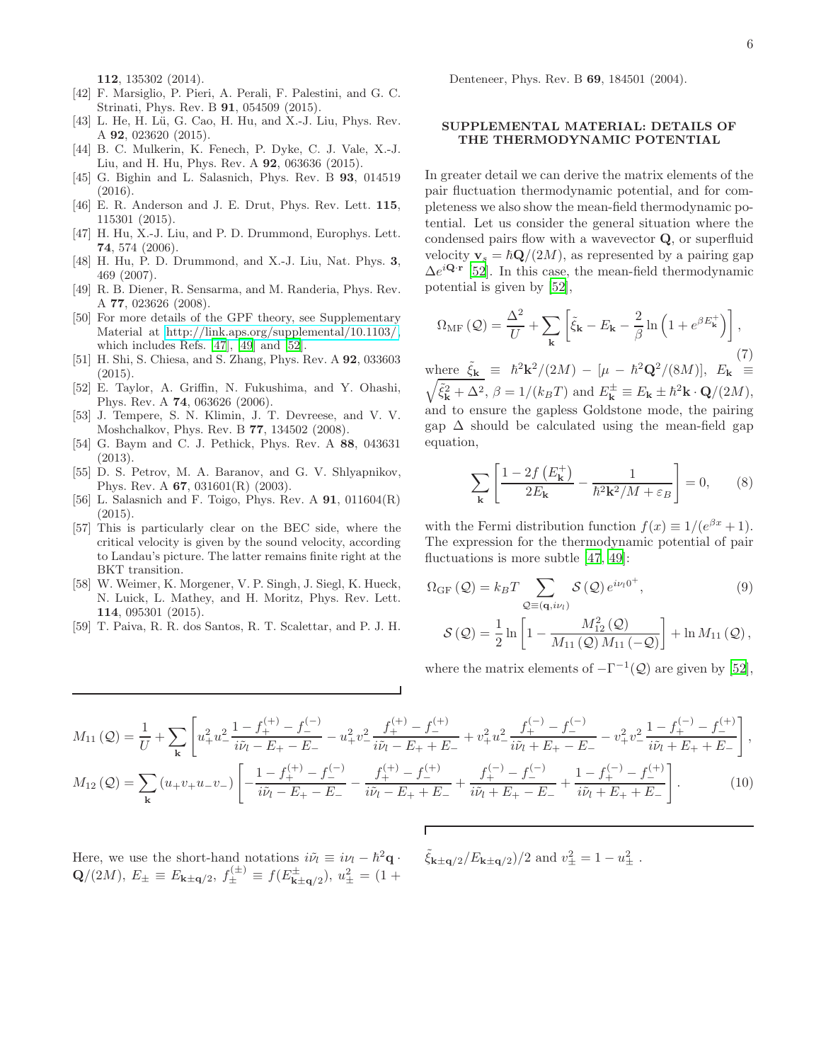112, 135302 (2014).

[42] F. Marsiglio, P. Pieri, A. Perali, F. Palestini, and G. C. Strinati, Phys. Rev. B **91**, 054509 (2015).

[43] L. He, H. Lü, G. Cao, H. Hu, and X.-J. Liu, Phys. Rev. A **92**, 023620 (2015).

[44] B. C. Mulkerin, K. Fenech, P. Dyke, C. J. Vale, X.-J. Liu, and H. Hu, Phys. Rev. A **92**, 063636 (2015).

[45] G. Bighin and L. Salasnich, Phys. Rev. B **93**, 014519 (2016).

[46] E. R. Anderson and J. E. Drut, Phys. Rev. Lett. **115**, 115301 (2015).

[47] H. Hu, X.-J. Liu, and P. D. Drummond, Europhys. Lett. **74**, 574 (2006).

[48] H. Hu, P. D. Drummond, and X.-J. Liu, Nat. Phys. **3**, 469 (2007).

[49] R. B. Diener, R. Sensarma, and M. Randeria, Phys. Rev. A **77**, 023626 (2008).

[50] For more details of the GPF theory, see Supplementary Material at http://link.aps.org/supplemental/10.1103/, which includes Refs. [47], [49] and [52].

[51] H. Shi, S. Chiesa, and S. Zhang, Phys. Rev. A **92**, 033603 (2015).

[52] E. Taylor, A. Griffin, N. Fukushima, and Y. Ohashi, Phys. Rev. A **74**, 063626 (2006).

[53] J. Tempere, S. N. Klimin, J. T. Devreese, and V. V. Moshchalkov, Phys. Rev. B **77**, 134502 (2008).

[54] G. Baym and C. J. Pethick, Phys. Rev. A **88**, 043631 (2013).

[55] D. S. Petrov, M. A. Baranov, and G. V. Shlyapnikov, Phys. Rev. A **67**, 031601(R) (2003).

[56] L. Salasnich and F. Toigo, Phys. Rev. A **91**, 011604(R) (2015).

[57] This is particularly clear on the BEC side, where the critical velocity is given by the sound velocity, according to Landau's picture. The latter remains finite right at the BKT transition.

[58] W. Weimer, K. Morgener, V. P. Singh, J. Siegl, K. Hueck, N. Luick, L. Mathey, and H. Moritz, Phys. Rev. Lett. **114**, 095301 (2015).

[59] T. Paiva, R. R. dos Santos, R. T. Scalettar, and P. J. H. Denteneer, Phys. Rev. B **69**, 184501 (2004).

## SUPPLEMENTAL MATERIAL: DETAILS OF THE THERMODYNAMIC POTENTIAL

In greater detail we can derive the matrix elements of the pair fluctuation thermodynamic potential, and for completeness we also show the mean-field thermodynamic potential. Let us consider the general situation where the condensed pairs flow with a wavevector $\mathbf{Q}$, or superfluid velocity $\mathbf{v}_s = \hbar\mathbf{Q}/(2M)$, as represented by a pairing gap $\Delta e^{i\mathbf{Q}\cdot\mathbf{r}}$ [52]. In this case, the mean-field thermodynamic potential is given by [52],

$$\Omega_{\rm MF}\left(\mathcal{Q}\right) = \frac{\Delta^2}{U} + \sum_{\mathbf{k}}\left[\tilde{\xi}_{\mathbf{k}} - E_{\mathbf{k}} - \frac{2}{\beta}\ln\left(1+e^{\beta E_{\mathbf{k}}^{+}}\right)\right], \tag{7}$$

where $\tilde{\xi}_{\mathbf{k}} \equiv \hbar^2\mathbf{k}^2/(2M) - [\mu - \hbar^2\mathbf{Q}^2/(8M)]$, $E_{\mathbf{k}} \equiv \sqrt{\tilde{\xi}_{\mathbf{k}}^2 + \Delta^2}$, $\beta = 1/(k_BT)$ and $E_{\mathbf{k}}^{\pm} \equiv E_{\mathbf{k}} \pm \hbar^2\mathbf{k}\cdot\mathbf{Q}/(2M)$, and to ensure the gapless Goldstone mode, the pairing gap $\Delta$ should be calculated using the mean-field gap equation,

$$\sum_{\mathbf{k}}\left[\frac{1-2f\left(E_{\mathbf{k}}^{+}\right)}{2E_{\mathbf{k}}} - \frac{1}{\hbar^2\mathbf{k}^2/M + \varepsilon_B}\right] = 0, \tag{8}$$

with the Fermi distribution function $f(x) \equiv 1/(e^{\beta x}+1)$. The expression for the thermodynamic potential of pair fluctuations is more subtle [47, 49]:

$$\Omega_{\rm GF}\left(\mathcal{Q}\right) = k_BT\sum_{\mathcal{Q}\equiv(\mathbf{q},i\nu_l)}\mathcal{S}\left(\mathcal{Q}\right)e^{i\nu_l 0^{+}}, \tag{9}$$

$$\mathcal{S}\left(\mathcal{Q}\right) = \frac{1}{2}\ln\left[1 - \frac{M_{12}^2\left(\mathcal{Q}\right)}{M_{11}\left(\mathcal{Q}\right)M_{11}\left(-\mathcal{Q}\right)}\right] + \ln M_{11}\left(\mathcal{Q}\right),$$

where the matrix elements of $-\Gamma^{-1}(\mathcal{Q})$ are given by [52],

$$M_{11}\left(\mathcal{Q}\right) = \frac{1}{U} + \sum_{\mathbf{k}}\left[u_+^2u_-^2\frac{1-f_+^{(+)}-f_-^{(-)}}{i\tilde{\nu}_l - E_+ - E_-} - u_+^2v_-^2\frac{f_+^{(+)}-f_-^{(+)}}{i\tilde{\nu}_l - E_+ + E_-} + v_+^2u_-^2\frac{f_+^{(-)}-f_-^{(-)}}{i\tilde{\nu}_l + E_+ - E_-} - v_+^2v_-^2\frac{1-f_+^{(-)}-f_-^{(+)}}{i\tilde{\nu}_l + E_+ + E_-}\right],$$

$$M_{12}\left(\mathcal{Q}\right) = \sum_{\mathbf{k}}\left(u_+v_+u_-v_-\right)\left[-\frac{1-f_+^{(+)}-f_-^{(-)}}{i\tilde{\nu}_l - E_+ - E_-} - \frac{f_+^{(+)}-f_-^{(+)}}{i\tilde{\nu}_l - E_+ + E_-} + \frac{f_+^{(-)}-f_-^{(-)}}{i\tilde{\nu}_l + E_+ - E_-} + \frac{1-f_+^{(-)}-f_-^{(+)}}{i\tilde{\nu}_l + E_+ + E_-}\right]. \tag{10}$$

Here, we use the short-hand notations $i\tilde{\nu}_l \equiv i\nu_l - \hbar^2\mathbf{q}\cdot\mathbf{Q}/(2M)$, $E_\pm \equiv E_{\mathbf{k}\pm\mathbf{q}/2}$, $f_\pm^{(\pm)} \equiv f(E_{\mathbf{k}\pm\mathbf{q}/2}^{\pm})$, $u_\pm^2 = (1 + \tilde{\xi}_{\mathbf{k}\pm\mathbf{q}/2}/E_{\mathbf{k}\pm\mathbf{q}/2})/2$ and $v_\pm^2 = 1 - u_\pm^2$ .